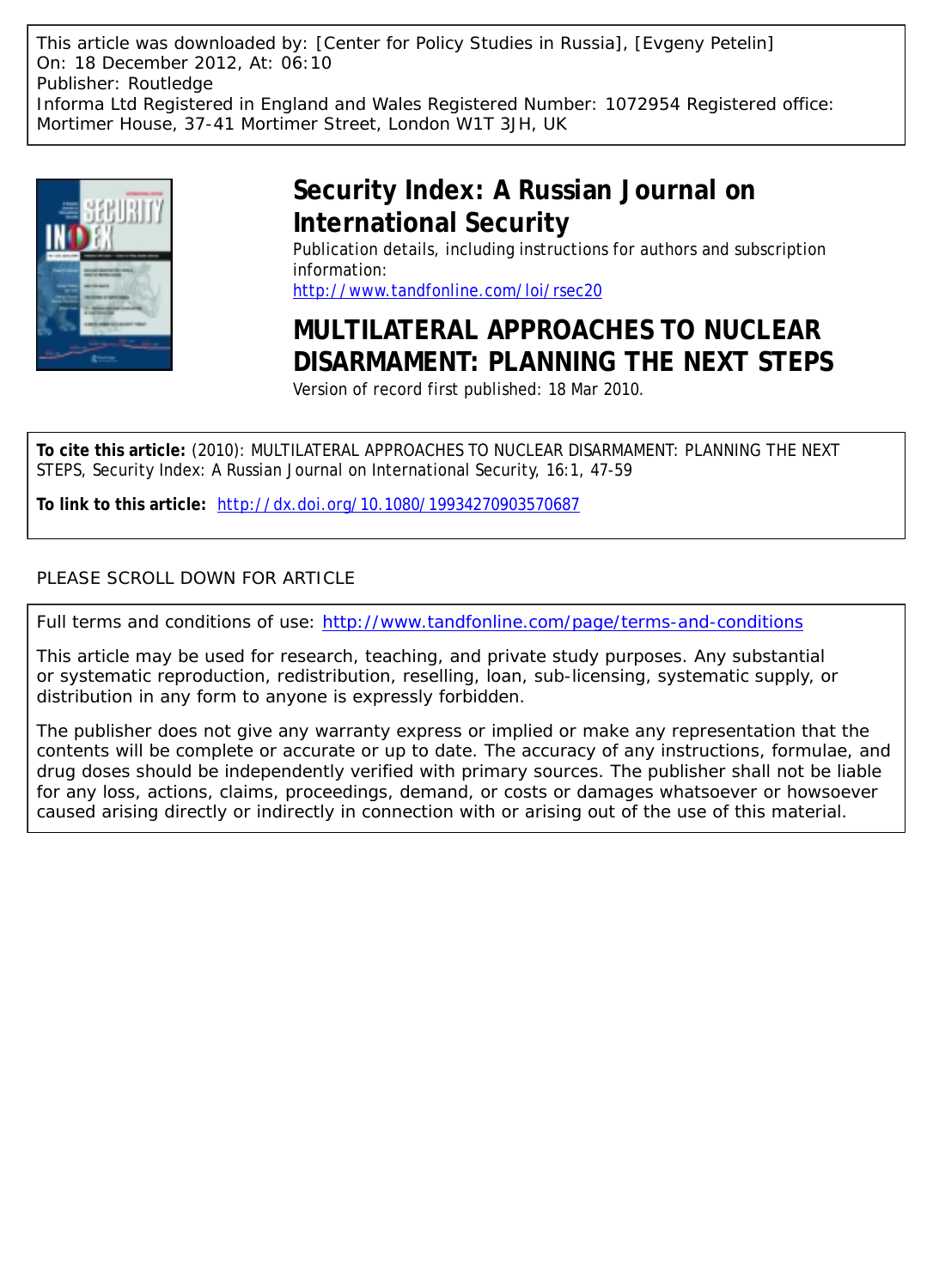This article was downloaded by: [Center for Policy Studies in Russia], [Evgeny Petelin]
On: 18 December 2012, At: 06:10
Publisher: Routledge
Informa Ltd Registered in England and Wales Registered Number: 1072954 Registered office: Mortimer House, 37-41 Mortimer Street, London W1T 3JH, UK

# Security Index: A Russian Journal on International Security

Publication details, including instructions for authors and subscription information:
http://www.tandfonline.com/loi/rsec20

# MULTILATERAL APPROACHES TO NUCLEAR DISARMAMENT: PLANNING THE NEXT STEPS

Version of record first published: 18 Mar 2010.

**To cite this article:** (2010): MULTILATERAL APPROACHES TO NUCLEAR DISARMAMENT: PLANNING THE NEXT STEPS, Security Index: A Russian Journal on International Security, 16:1, 47-59

**To link to this article:** http://dx.doi.org/10.1080/19934270903570687

PLEASE SCROLL DOWN FOR ARTICLE

Full terms and conditions of use: http://www.tandfonline.com/page/terms-and-conditions

This article may be used for research, teaching, and private study purposes. Any substantial or systematic reproduction, redistribution, reselling, loan, sub-licensing, systematic supply, or distribution in any form to anyone is expressly forbidden.

The publisher does not give any warranty express or implied or make any representation that the contents will be complete or accurate or up to date. The accuracy of any instructions, formulae, and drug doses should be independently verified with primary sources. The publisher shall not be liable for any loss, actions, claims, proceedings, demand, or costs or damages whatsoever or howsoever caused arising directly or indirectly in connection with or arising out of the use of this material.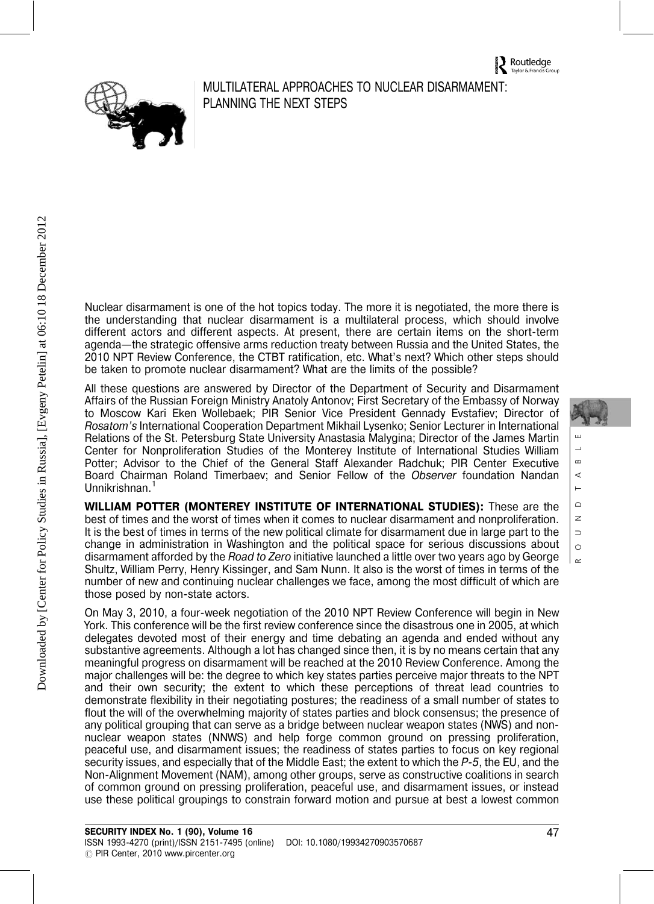# MULTILATERAL APPROACHES TO NUCLEAR DISARMAMENT: PLANNING THE NEXT STEPS

Nuclear disarmament is one of the hot topics today. The more it is negotiated, the more there is the understanding that nuclear disarmament is a multilateral process, which should involve different actors and different aspects. At present, there are certain items on the short-term agenda—the strategic offensive arms reduction treaty between Russia and the United States, the 2010 NPT Review Conference, the CTBT ratification, etc. What's next? Which other steps should be taken to promote nuclear disarmament? What are the limits of the possible?

All these questions are answered by Director of the Department of Security and Disarmament Affairs of the Russian Foreign Ministry Anatoly Antonov; First Secretary of the Embassy of Norway to Moscow Kari Eken Wollebaek; PIR Senior Vice President Gennady Evstafiev; Director of *Rosatom's* International Cooperation Department Mikhail Lysenko; Senior Lecturer in International Relations of the St. Petersburg State University Anastasia Malygina; Director of the James Martin Center for Nonproliferation Studies of the Monterey Institute of International Studies William Potter; Advisor to the Chief of the General Staff Alexander Radchuk; PIR Center Executive Board Chairman Roland Timerbaev; and Senior Fellow of the *Observer* foundation Nandan Unnikrishnan.[1]

**WILLIAM POTTER (MONTEREY INSTITUTE OF INTERNATIONAL STUDIES):** These are the best of times and the worst of times when it comes to nuclear disarmament and nonproliferation. It is the best of times in terms of the new political climate for disarmament due in large part to the change in administration in Washington and the political space for serious discussions about disarmament afforded by the *Road to Zero* initiative launched a little over two years ago by George Shultz, William Perry, Henry Kissinger, and Sam Nunn. It also is the worst of times in terms of the number of new and continuing nuclear challenges we face, among the most difficult of which are those posed by non-state actors.

On May 3, 2010, a four-week negotiation of the 2010 NPT Review Conference will begin in New York. This conference will be the first review conference since the disastrous one in 2005, at which delegates devoted most of their energy and time debating an agenda and ended without any substantive agreements. Although a lot has changed since then, it is by no means certain that any meaningful progress on disarmament will be reached at the 2010 Review Conference. Among the major challenges will be: the degree to which key states parties perceive major threats to the NPT and their own security; the extent to which these perceptions of threat lead countries to demonstrate flexibility in their negotiating postures; the readiness of a small number of states to flout the will of the overwhelming majority of states parties and block consensus; the presence of any political grouping that can serve as a bridge between nuclear weapon states (NWS) and non-nuclear weapon states (NNWS) and help forge common ground on pressing proliferation, peaceful use, and disarmament issues; the readiness of states parties to focus on key regional security issues, and especially that of the Middle East; the extent to which the *P-5*, the EU, and the Non-Alignment Movement (NAM), among other groups, serve as constructive coalitions in search of common ground on pressing proliferation, peaceful use, and disarmament issues, or instead use these political groupings to constrain forward motion and pursue at best a lowest common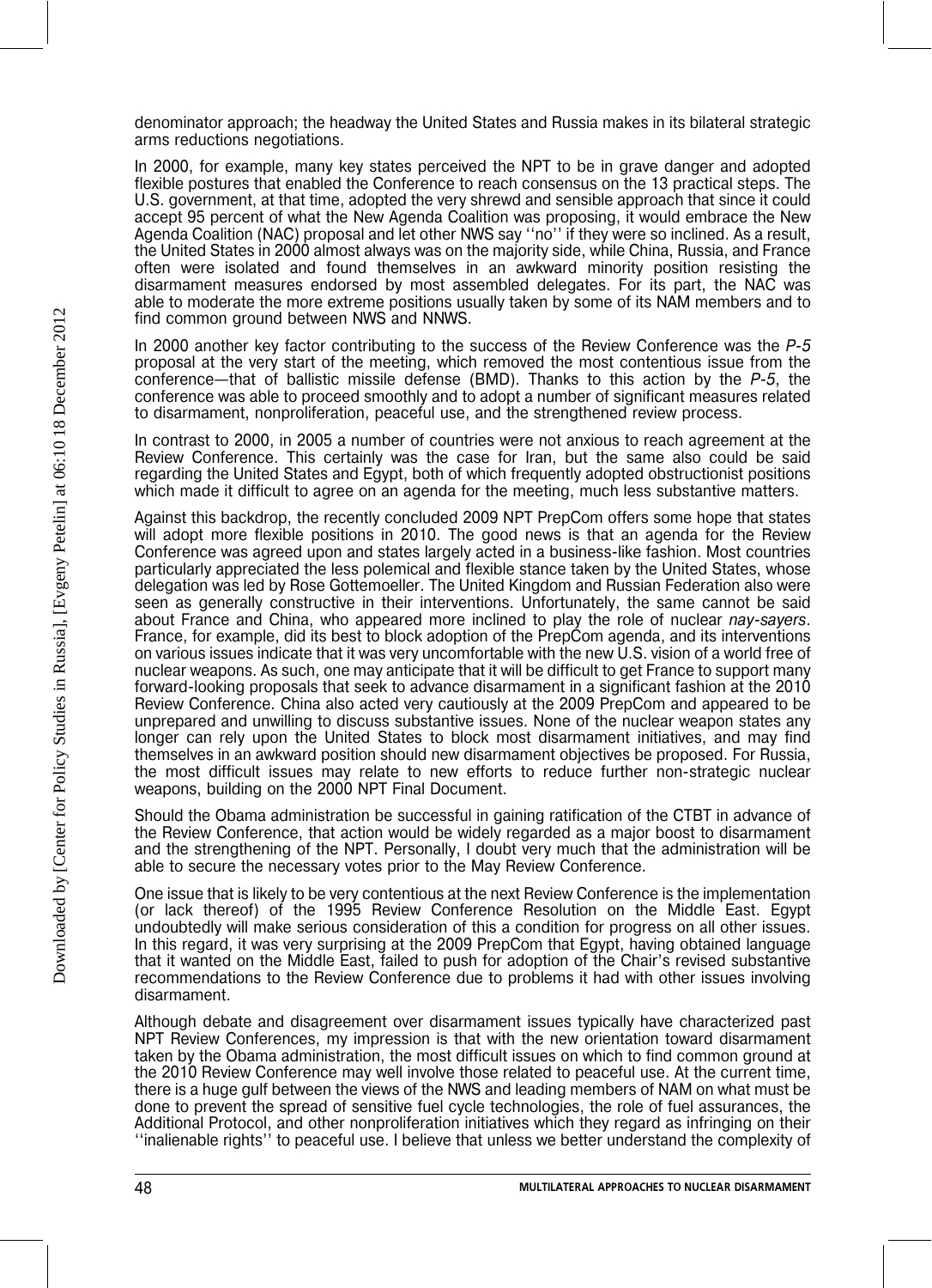denominator approach; the headway the United States and Russia makes in its bilateral strategic arms reductions negotiations.

In 2000, for example, many key states perceived the NPT to be in grave danger and adopted flexible postures that enabled the Conference to reach consensus on the 13 practical steps. The U.S. government, at that time, adopted the very shrewd and sensible approach that since it could accept 95 percent of what the New Agenda Coalition was proposing, it would embrace the New Agenda Coalition (NAC) proposal and let other NWS say ''no'' if they were so inclined. As a result, the United States in 2000 almost always was on the majority side, while China, Russia, and France often were isolated and found themselves in an awkward minority position resisting the disarmament measures endorsed by most assembled delegates. For its part, the NAC was able to moderate the more extreme positions usually taken by some of its NAM members and to find common ground between NWS and NNWS.

In 2000 another key factor contributing to the success of the Review Conference was the *P-5* proposal at the very start of the meeting, which removed the most contentious issue from the conference—that of ballistic missile defense (BMD). Thanks to this action by the *P-5*, the conference was able to proceed smoothly and to adopt a number of significant measures related to disarmament, nonproliferation, peaceful use, and the strengthened review process.

In contrast to 2000, in 2005 a number of countries were not anxious to reach agreement at the Review Conference. This certainly was the case for Iran, but the same also could be said regarding the United States and Egypt, both of which frequently adopted obstructionist positions which made it difficult to agree on an agenda for the meeting, much less substantive matters.

Against this backdrop, the recently concluded 2009 NPT PrepCom offers some hope that states will adopt more flexible positions in 2010. The good news is that an agenda for the Review Conference was agreed upon and states largely acted in a business-like fashion. Most countries particularly appreciated the less polemical and flexible stance taken by the United States, whose delegation was led by Rose Gottemoeller. The United Kingdom and Russian Federation also were seen as generally constructive in their interventions. Unfortunately, the same cannot be said about France and China, who appeared more inclined to play the role of nuclear *nay-sayers*. France, for example, did its best to block adoption of the PrepCom agenda, and its interventions on various issues indicate that it was very uncomfortable with the new U.S. vision of a world free of nuclear weapons. As such, one may anticipate that it will be difficult to get France to support many forward-looking proposals that seek to advance disarmament in a significant fashion at the 2010 Review Conference. China also acted very cautiously at the 2009 PrepCom and appeared to be unprepared and unwilling to discuss substantive issues. None of the nuclear weapon states any longer can rely upon the United States to block most disarmament initiatives, and may find themselves in an awkward position should new disarmament objectives be proposed. For Russia, the most difficult issues may relate to new efforts to reduce further non-strategic nuclear weapons, building on the 2000 NPT Final Document.

Should the Obama administration be successful in gaining ratification of the CTBT in advance of the Review Conference, that action would be widely regarded as a major boost to disarmament and the strengthening of the NPT. Personally, I doubt very much that the administration will be able to secure the necessary votes prior to the May Review Conference.

One issue that is likely to be very contentious at the next Review Conference is the implementation (or lack thereof) of the 1995 Review Conference Resolution on the Middle East. Egypt undoubtedly will make serious consideration of this a condition for progress on all other issues. In this regard, it was very surprising at the 2009 PrepCom that Egypt, having obtained language that it wanted on the Middle East, failed to push for adoption of the Chair's revised substantive recommendations to the Review Conference due to problems it had with other issues involving disarmament.

Although debate and disagreement over disarmament issues typically have characterized past NPT Review Conferences, my impression is that with the new orientation toward disarmament taken by the Obama administration, the most difficult issues on which to find common ground at the 2010 Review Conference may well involve those related to peaceful use. At the current time, there is a huge gulf between the views of the NWS and leading members of NAM on what must be done to prevent the spread of sensitive fuel cycle technologies, the role of fuel assurances, the Additional Protocol, and other nonproliferation initiatives which they regard as infringing on their ''inalienable rights'' to peaceful use. I believe that unless we better understand the complexity of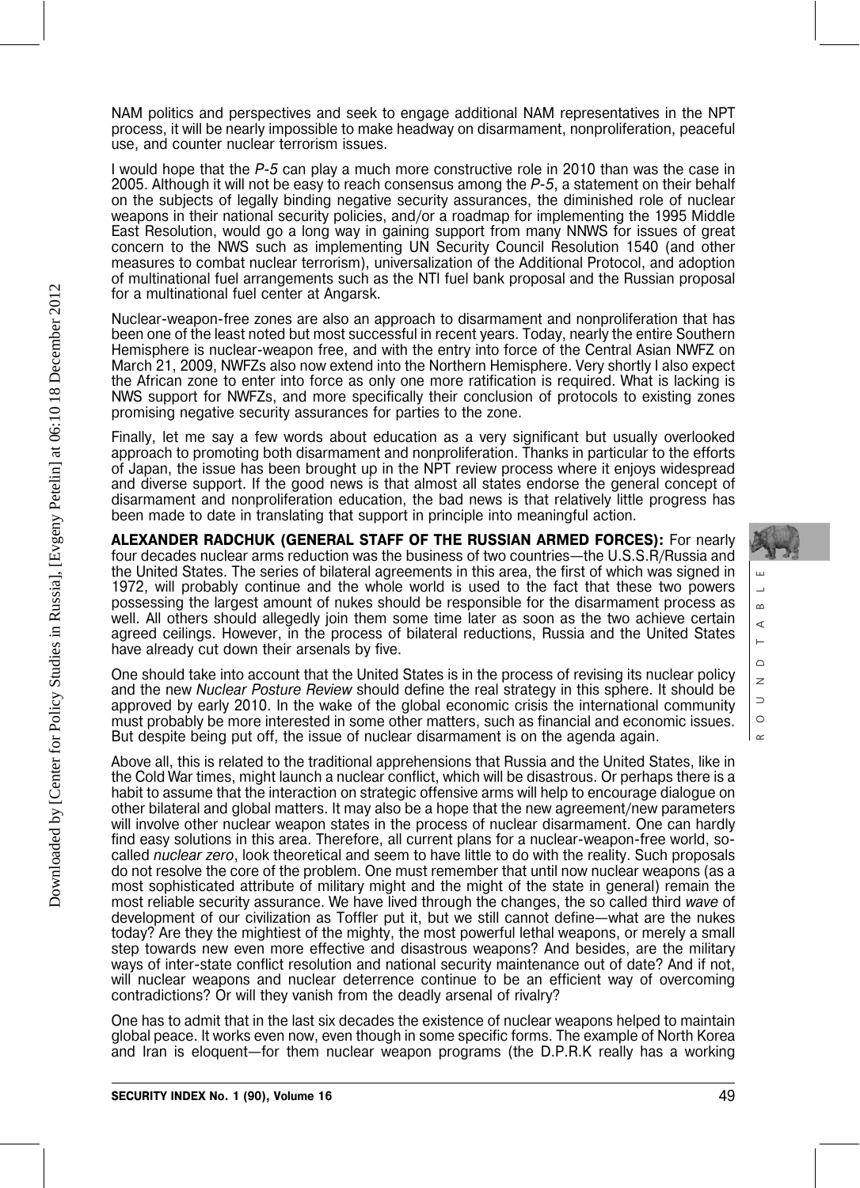NAM politics and perspectives and seek to engage additional NAM representatives in the NPT process, it will be nearly impossible to make headway on disarmament, nonproliferation, peaceful use, and counter nuclear terrorism issues.

I would hope that the *P-5* can play a much more constructive role in 2010 than was the case in 2005. Although it will not be easy to reach consensus among the *P-5*, a statement on their behalf on the subjects of legally binding negative security assurances, the diminished role of nuclear weapons in their national security policies, and/or a roadmap for implementing the 1995 Middle East Resolution, would go a long way in gaining support from many NNWS for issues of great concern to the NWS such as implementing UN Security Council Resolution 1540 (and other measures to combat nuclear terrorism), universalization of the Additional Protocol, and adoption of multinational fuel arrangements such as the NTI fuel bank proposal and the Russian proposal for a multinational fuel center at Angarsk.

Nuclear-weapon-free zones are also an approach to disarmament and nonproliferation that has been one of the least noted but most successful in recent years. Today, nearly the entire Southern Hemisphere is nuclear-weapon free, and with the entry into force of the Central Asian NWFZ on March 21, 2009, NWFZs also now extend into the Northern Hemisphere. Very shortly I also expect the African zone to enter into force as only one more ratification is required. What is lacking is NWS support for NWFZs, and more specifically their conclusion of protocols to existing zones promising negative security assurances for parties to the zone.

Finally, let me say a few words about education as a very significant but usually overlooked approach to promoting both disarmament and nonproliferation. Thanks in particular to the efforts of Japan, the issue has been brought up in the NPT review process where it enjoys widespread and diverse support. If the good news is that almost all states endorse the general concept of disarmament and nonproliferation education, the bad news is that relatively little progress has been made to date in translating that support in principle into meaningful action.

**ALEXANDER RADCHUK (GENERAL STAFF OF THE RUSSIAN ARMED FORCES):** For nearly four decades nuclear arms reduction was the business of two countries—the U.S.S.R/Russia and the United States. The series of bilateral agreements in this area, the first of which was signed in 1972, will probably continue and the whole world is used to the fact that these two powers possessing the largest amount of nukes should be responsible for the disarmament process as well. All others should allegedly join them some time later as soon as the two achieve certain agreed ceilings. However, in the process of bilateral reductions, Russia and the United States have already cut down their arsenals by five.

One should take into account that the United States is in the process of revising its nuclear policy and the new *Nuclear Posture Review* should define the real strategy in this sphere. It should be approved by early 2010. In the wake of the global economic crisis the international community must probably be more interested in some other matters, such as financial and economic issues. But despite being put off, the issue of nuclear disarmament is on the agenda again.

Above all, this is related to the traditional apprehensions that Russia and the United States, like in the Cold War times, might launch a nuclear conflict, which will be disastrous. Or perhaps there is a habit to assume that the interaction on strategic offensive arms will help to encourage dialogue on other bilateral and global matters. It may also be a hope that the new agreement/new parameters will involve other nuclear weapon states in the process of nuclear disarmament. One can hardly find easy solutions in this area. Therefore, all current plans for a nuclear-weapon-free world, so-called *nuclear zero*, look theoretical and seem to have little to do with the reality. Such proposals do not resolve the core of the problem. One must remember that until now nuclear weapons (as a most sophisticated attribute of military might and the might of the state in general) remain the most reliable security assurance. We have lived through the changes, the so called third *wave* of development of our civilization as Toffler put it, but we still cannot define—what are the nukes today? Are they the mightiest of the mighty, the most powerful lethal weapons, or merely a small step towards new even more effective and disastrous weapons? And besides, are the military ways of inter-state conflict resolution and national security maintenance out of date? And if not, will nuclear weapons and nuclear deterrence continue to be an efficient way of overcoming contradictions? Or will they vanish from the deadly arsenal of rivalry?

One has to admit that in the last six decades the existence of nuclear weapons helped to maintain global peace. It works even now, even though in some specific forms. The example of North Korea and Iran is eloquent—for them nuclear weapon programs (the D.P.R.K really has a working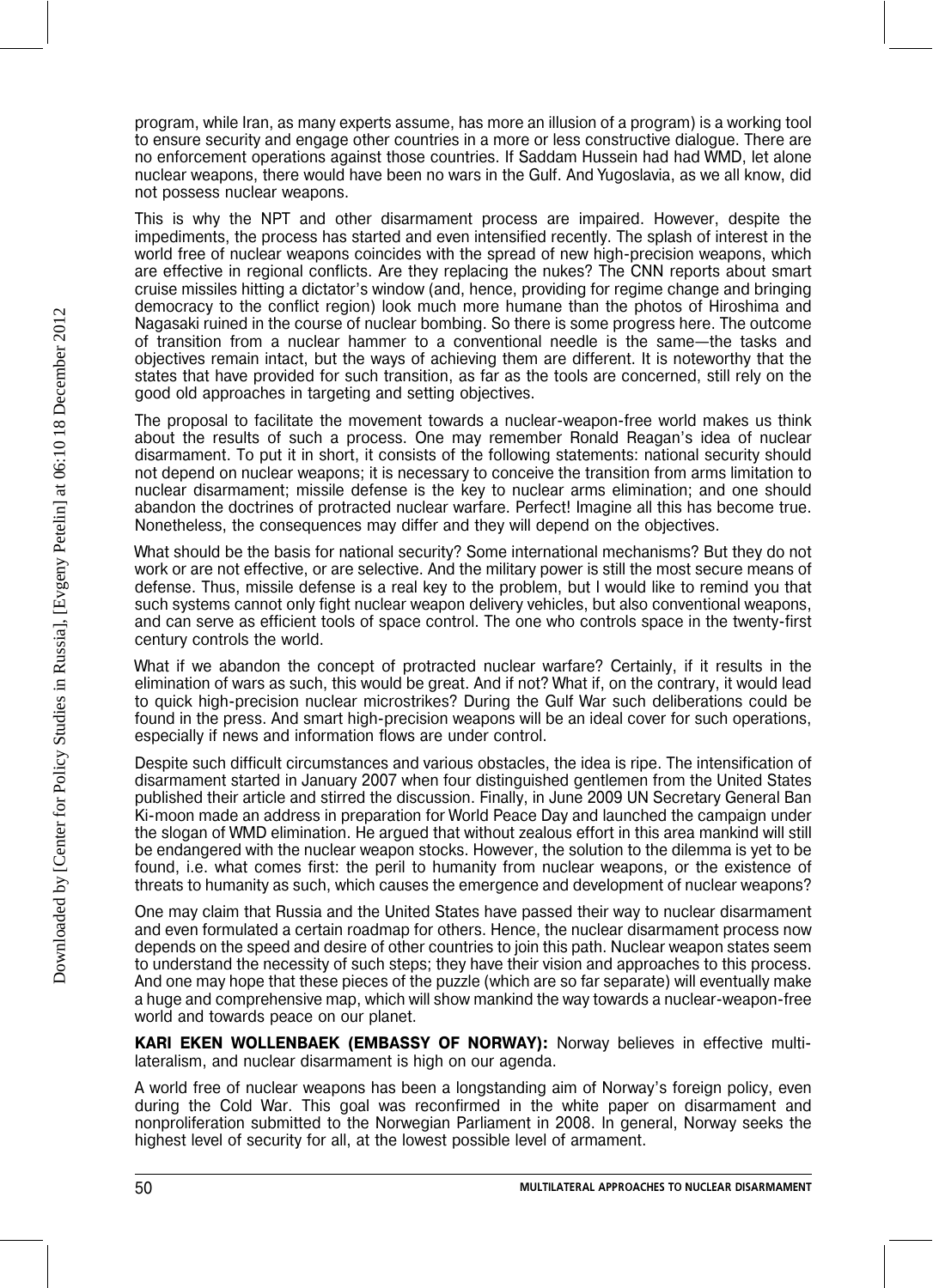program, while Iran, as many experts assume, has more an illusion of a program) is a working tool to ensure security and engage other countries in a more or less constructive dialogue. There are no enforcement operations against those countries. If Saddam Hussein had had WMD, let alone nuclear weapons, there would have been no wars in the Gulf. And Yugoslavia, as we all know, did not possess nuclear weapons.

This is why the NPT and other disarmament process are impaired. However, despite the impediments, the process has started and even intensified recently. The splash of interest in the world free of nuclear weapons coincides with the spread of new high-precision weapons, which are effective in regional conflicts. Are they replacing the nukes? The CNN reports about smart cruise missiles hitting a dictator's window (and, hence, providing for regime change and bringing democracy to the conflict region) look much more humane than the photos of Hiroshima and Nagasaki ruined in the course of nuclear bombing. So there is some progress here. The outcome of transition from a nuclear hammer to a conventional needle is the same—the tasks and objectives remain intact, but the ways of achieving them are different. It is noteworthy that the states that have provided for such transition, as far as the tools are concerned, still rely on the good old approaches in targeting and setting objectives.

The proposal to facilitate the movement towards a nuclear-weapon-free world makes us think about the results of such a process. One may remember Ronald Reagan's idea of nuclear disarmament. To put it in short, it consists of the following statements: national security should not depend on nuclear weapons; it is necessary to conceive the transition from arms limitation to nuclear disarmament; missile defense is the key to nuclear arms elimination; and one should abandon the doctrines of protracted nuclear warfare. Perfect! Imagine all this has become true. Nonetheless, the consequences may differ and they will depend on the objectives.

What should be the basis for national security? Some international mechanisms? But they do not work or are not effective, or are selective. And the military power is still the most secure means of defense. Thus, missile defense is a real key to the problem, but I would like to remind you that such systems cannot only fight nuclear weapon delivery vehicles, but also conventional weapons, and can serve as efficient tools of space control. The one who controls space in the twenty-first century controls the world.

What if we abandon the concept of protracted nuclear warfare? Certainly, if it results in the elimination of wars as such, this would be great. And if not? What if, on the contrary, it would lead to quick high-precision nuclear microstrikes? During the Gulf War such deliberations could be found in the press. And smart high-precision weapons will be an ideal cover for such operations, especially if news and information flows are under control.

Despite such difficult circumstances and various obstacles, the idea is ripe. The intensification of disarmament started in January 2007 when four distinguished gentlemen from the United States published their article and stirred the discussion. Finally, in June 2009 UN Secretary General Ban Ki-moon made an address in preparation for World Peace Day and launched the campaign under the slogan of WMD elimination. He argued that without zealous effort in this area mankind will still be endangered with the nuclear weapon stocks. However, the solution to the dilemma is yet to be found, i.e. what comes first: the peril to humanity from nuclear weapons, or the existence of threats to humanity as such, which causes the emergence and development of nuclear weapons?

One may claim that Russia and the United States have passed their way to nuclear disarmament and even formulated a certain roadmap for others. Hence, the nuclear disarmament process now depends on the speed and desire of other countries to join this path. Nuclear weapon states seem to understand the necessity of such steps; they have their vision and approaches to this process. And one may hope that these pieces of the puzzle (which are so far separate) will eventually make a huge and comprehensive map, which will show mankind the way towards a nuclear-weapon-free world and towards peace on our planet.

**KARI EKEN WOLLENBAEK (EMBASSY OF NORWAY):** Norway believes in effective multilateralism, and nuclear disarmament is high on our agenda.

A world free of nuclear weapons has been a longstanding aim of Norway's foreign policy, even during the Cold War. This goal was reconfirmed in the white paper on disarmament and nonproliferation submitted to the Norwegian Parliament in 2008. In general, Norway seeks the highest level of security for all, at the lowest possible level of armament.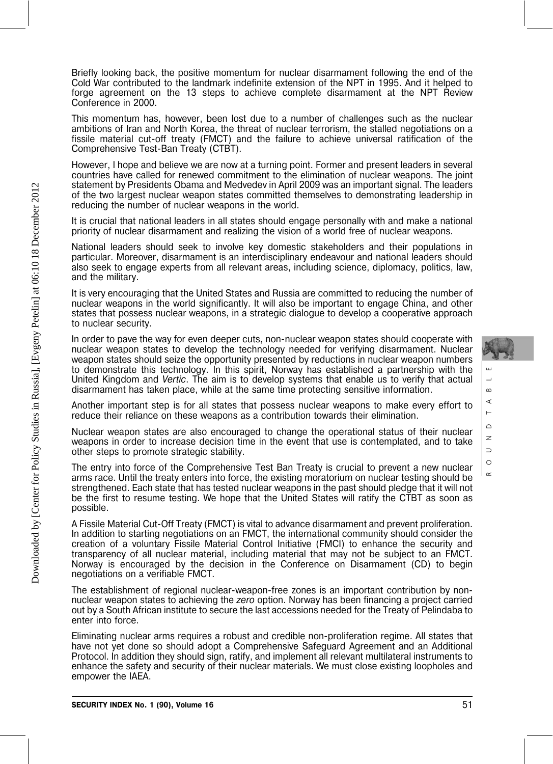Briefly looking back, the positive momentum for nuclear disarmament following the end of the Cold War contributed to the landmark indefinite extension of the NPT in 1995. And it helped to forge agreement on the 13 steps to achieve complete disarmament at the NPT Review Conference in 2000.

This momentum has, however, been lost due to a number of challenges such as the nuclear ambitions of Iran and North Korea, the threat of nuclear terrorism, the stalled negotiations on a fissile material cut-off treaty (FMCT) and the failure to achieve universal ratification of the Comprehensive Test-Ban Treaty (CTBT).

However, I hope and believe we are now at a turning point. Former and present leaders in several countries have called for renewed commitment to the elimination of nuclear weapons. The joint statement by Presidents Obama and Medvedev in April 2009 was an important signal. The leaders of the two largest nuclear weapon states committed themselves to demonstrating leadership in reducing the number of nuclear weapons in the world.

It is crucial that national leaders in all states should engage personally with and make a national priority of nuclear disarmament and realizing the vision of a world free of nuclear weapons.

National leaders should seek to involve key domestic stakeholders and their populations in particular. Moreover, disarmament is an interdisciplinary endeavour and national leaders should also seek to engage experts from all relevant areas, including science, diplomacy, politics, law, and the military.

It is very encouraging that the United States and Russia are committed to reducing the number of nuclear weapons in the world significantly. It will also be important to engage China, and other states that possess nuclear weapons, in a strategic dialogue to develop a cooperative approach to nuclear security.

In order to pave the way for even deeper cuts, non-nuclear weapon states should cooperate with nuclear weapon states to develop the technology needed for verifying disarmament. Nuclear weapon states should seize the opportunity presented by reductions in nuclear weapon numbers to demonstrate this technology. In this spirit, Norway has established a partnership with the United Kingdom and *Vertic*. The aim is to develop systems that enable us to verify that actual disarmament has taken place, while at the same time protecting sensitive information.

Another important step is for all states that possess nuclear weapons to make every effort to reduce their reliance on these weapons as a contribution towards their elimination.

Nuclear weapon states are also encouraged to change the operational status of their nuclear weapons in order to increase decision time in the event that use is contemplated, and to take other steps to promote strategic stability.

The entry into force of the Comprehensive Test Ban Treaty is crucial to prevent a new nuclear arms race. Until the treaty enters into force, the existing moratorium on nuclear testing should be strengthened. Each state that has tested nuclear weapons in the past should pledge that it will not be the first to resume testing. We hope that the United States will ratify the CTBT as soon as possible.

A Fissile Material Cut-Off Treaty (FMCT) is vital to advance disarmament and prevent proliferation. In addition to starting negotiations on an FMCT, the international community should consider the creation of a voluntary Fissile Material Control Initiative (FMCI) to enhance the security and transparency of all nuclear material, including material that may not be subject to an FMCT. Norway is encouraged by the decision in the Conference on Disarmament (CD) to begin negotiations on a verifiable FMCT.

The establishment of regional nuclear-weapon-free zones is an important contribution by non-nuclear weapon states to achieving the *zero* option. Norway has been financing a project carried out by a South African institute to secure the last accessions needed for the Treaty of Pelindaba to enter into force.

Eliminating nuclear arms requires a robust and credible non-proliferation regime. All states that have not yet done so should adopt a Comprehensive Safeguard Agreement and an Additional Protocol. In addition they should sign, ratify, and implement all relevant multilateral instruments to enhance the safety and security of their nuclear materials. We must close existing loopholes and empower the IAEA.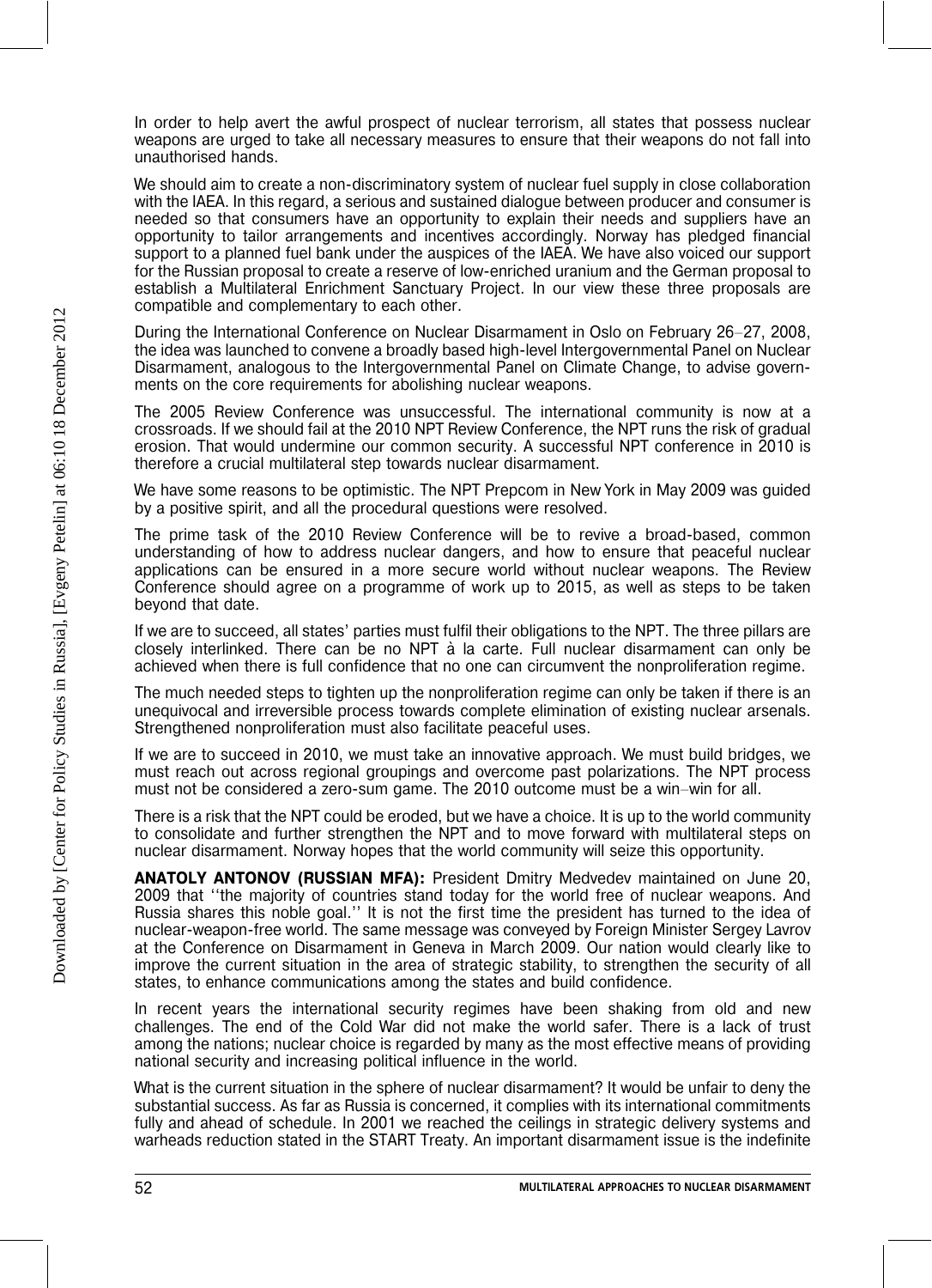In order to help avert the awful prospect of nuclear terrorism, all states that possess nuclear weapons are urged to take all necessary measures to ensure that their weapons do not fall into unauthorised hands.

We should aim to create a non-discriminatory system of nuclear fuel supply in close collaboration with the IAEA. In this regard, a serious and sustained dialogue between producer and consumer is needed so that consumers have an opportunity to explain their needs and suppliers have an opportunity to tailor arrangements and incentives accordingly. Norway has pledged financial support to a planned fuel bank under the auspices of the IAEA. We have also voiced our support for the Russian proposal to create a reserve of low-enriched uranium and the German proposal to establish a Multilateral Enrichment Sanctuary Project. In our view these three proposals are compatible and complementary to each other.

During the International Conference on Nuclear Disarmament in Oslo on February 26–27, 2008, the idea was launched to convene a broadly based high-level Intergovernmental Panel on Nuclear Disarmament, analogous to the Intergovernmental Panel on Climate Change, to advise governments on the core requirements for abolishing nuclear weapons.

The 2005 Review Conference was unsuccessful. The international community is now at a crossroads. If we should fail at the 2010 NPT Review Conference, the NPT runs the risk of gradual erosion. That would undermine our common security. A successful NPT conference in 2010 is therefore a crucial multilateral step towards nuclear disarmament.

We have some reasons to be optimistic. The NPT Prepcom in New York in May 2009 was guided by a positive spirit, and all the procedural questions were resolved.

The prime task of the 2010 Review Conference will be to revive a broad-based, common understanding of how to address nuclear dangers, and how to ensure that peaceful nuclear applications can be ensured in a more secure world without nuclear weapons. The Review Conference should agree on a programme of work up to 2015, as well as steps to be taken beyond that date.

If we are to succeed, all states' parties must fulfil their obligations to the NPT. The three pillars are closely interlinked. There can be no NPT à la carte. Full nuclear disarmament can only be achieved when there is full confidence that no one can circumvent the nonproliferation regime.

The much needed steps to tighten up the nonproliferation regime can only be taken if there is an unequivocal and irreversible process towards complete elimination of existing nuclear arsenals. Strengthened nonproliferation must also facilitate peaceful uses.

If we are to succeed in 2010, we must take an innovative approach. We must build bridges, we must reach out across regional groupings and overcome past polarizations. The NPT process must not be considered a zero-sum game. The 2010 outcome must be a win–win for all.

There is a risk that the NPT could be eroded, but we have a choice. It is up to the world community to consolidate and further strengthen the NPT and to move forward with multilateral steps on nuclear disarmament. Norway hopes that the world community will seize this opportunity.

**ANATOLY ANTONOV (RUSSIAN MFA):** President Dmitry Medvedev maintained on June 20, 2009 that ''the majority of countries stand today for the world free of nuclear weapons. And Russia shares this noble goal.'' It is not the first time the president has turned to the idea of nuclear-weapon-free world. The same message was conveyed by Foreign Minister Sergey Lavrov at the Conference on Disarmament in Geneva in March 2009. Our nation would clearly like to improve the current situation in the area of strategic stability, to strengthen the security of all states, to enhance communications among the states and build confidence.

In recent years the international security regimes have been shaking from old and new challenges. The end of the Cold War did not make the world safer. There is a lack of trust among the nations; nuclear choice is regarded by many as the most effective means of providing national security and increasing political influence in the world.

What is the current situation in the sphere of nuclear disarmament? It would be unfair to deny the substantial success. As far as Russia is concerned, it complies with its international commitments fully and ahead of schedule. In 2001 we reached the ceilings in strategic delivery systems and warheads reduction stated in the START Treaty. An important disarmament issue is the indefinite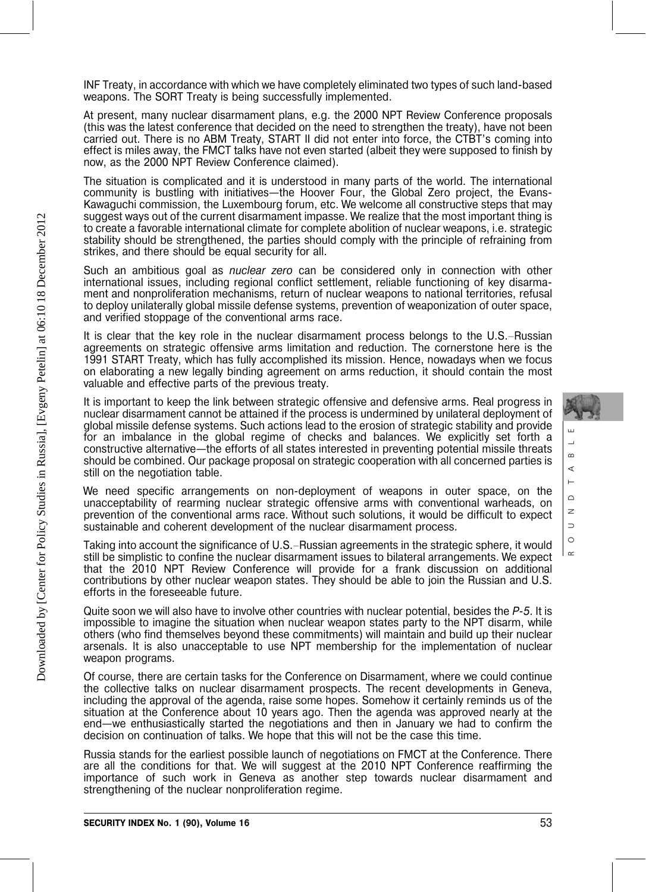INF Treaty, in accordance with which we have completely eliminated two types of such land-based weapons. The SORT Treaty is being successfully implemented.

At present, many nuclear disarmament plans, e.g. the 2000 NPT Review Conference proposals (this was the latest conference that decided on the need to strengthen the treaty), have not been carried out. There is no ABM Treaty, START II did not enter into force, the CTBT's coming into effect is miles away, the FMCT talks have not even started (albeit they were supposed to finish by now, as the 2000 NPT Review Conference claimed).

The situation is complicated and it is understood in many parts of the world. The international community is bustling with initiatives—the Hoover Four, the Global Zero project, the Evans-Kawaguchi commission, the Luxembourg forum, etc. We welcome all constructive steps that may suggest ways out of the current disarmament impasse. We realize that the most important thing is to create a favorable international climate for complete abolition of nuclear weapons, i.e. strategic stability should be strengthened, the parties should comply with the principle of refraining from strikes, and there should be equal security for all.

Such an ambitious goal as *nuclear zero* can be considered only in connection with other international issues, including regional conflict settlement, reliable functioning of key disarmament and nonproliferation mechanisms, return of nuclear weapons to national territories, refusal to deploy unilaterally global missile defense systems, prevention of weaponization of outer space, and verified stoppage of the conventional arms race.

It is clear that the key role in the nuclear disarmament process belongs to the U.S.–Russian agreements on strategic offensive arms limitation and reduction. The cornerstone here is the 1991 START Treaty, which has fully accomplished its mission. Hence, nowadays when we focus on elaborating a new legally binding agreement on arms reduction, it should contain the most valuable and effective parts of the previous treaty.

It is important to keep the link between strategic offensive and defensive arms. Real progress in nuclear disarmament cannot be attained if the process is undermined by unilateral deployment of global missile defense systems. Such actions lead to the erosion of strategic stability and provide for an imbalance in the global regime of checks and balances. We explicitly set forth a constructive alternative—the efforts of all states interested in preventing potential missile threats should be combined. Our package proposal on strategic cooperation with all concerned parties is still on the negotiation table.

We need specific arrangements on non-deployment of weapons in outer space, on the unacceptability of rearming nuclear strategic offensive arms with conventional warheads, on prevention of the conventional arms race. Without such solutions, it would be difficult to expect sustainable and coherent development of the nuclear disarmament process.

Taking into account the significance of U.S.–Russian agreements in the strategic sphere, it would still be simplistic to confine the nuclear disarmament issues to bilateral arrangements. We expect that the 2010 NPT Review Conference will provide for a frank discussion on additional contributions by other nuclear weapon states. They should be able to join the Russian and U.S. efforts in the foreseeable future.

Quite soon we will also have to involve other countries with nuclear potential, besides the *P-5*. It is impossible to imagine the situation when nuclear weapon states party to the NPT disarm, while others (who find themselves beyond these commitments) will maintain and build up their nuclear arsenals. It is also unacceptable to use NPT membership for the implementation of nuclear weapon programs.

Of course, there are certain tasks for the Conference on Disarmament, where we could continue the collective talks on nuclear disarmament prospects. The recent developments in Geneva, including the approval of the agenda, raise some hopes. Somehow it certainly reminds us of the situation at the Conference about 10 years ago. Then the agenda was approved nearly at the end—we enthusiastically started the negotiations and then in January we had to confirm the decision on continuation of talks. We hope that this will not be the case this time.

Russia stands for the earliest possible launch of negotiations on FMCT at the Conference. There are all the conditions for that. We will suggest at the 2010 NPT Conference reaffirming the importance of such work in Geneva as another step towards nuclear disarmament and strengthening of the nuclear nonproliferation regime.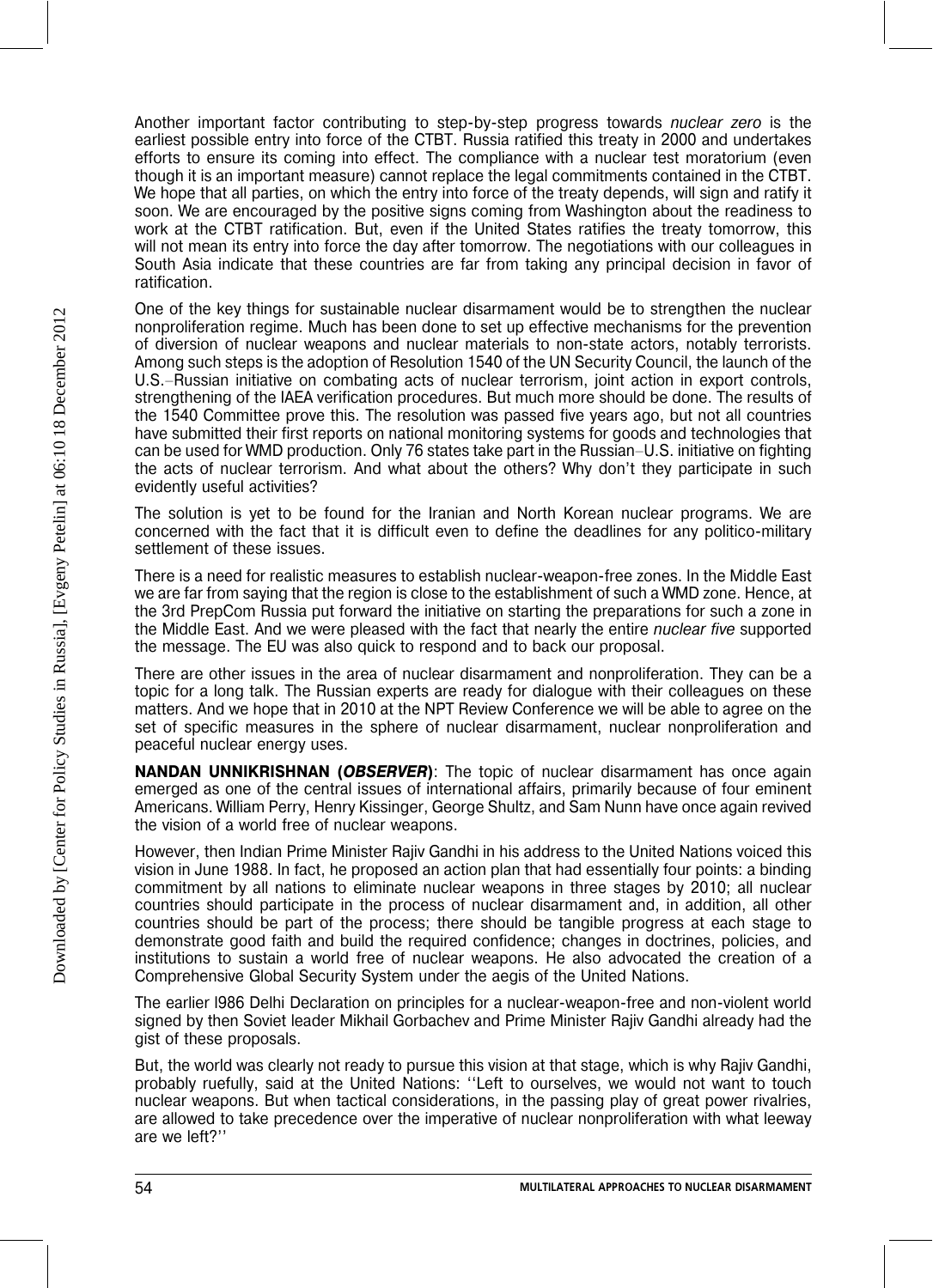Another important factor contributing to step-by-step progress towards *nuclear zero* is the earliest possible entry into force of the CTBT. Russia ratified this treaty in 2000 and undertakes efforts to ensure its coming into effect. The compliance with a nuclear test moratorium (even though it is an important measure) cannot replace the legal commitments contained in the CTBT. We hope that all parties, on which the entry into force of the treaty depends, will sign and ratify it soon. We are encouraged by the positive signs coming from Washington about the readiness to work at the CTBT ratification. But, even if the United States ratifies the treaty tomorrow, this will not mean its entry into force the day after tomorrow. The negotiations with our colleagues in South Asia indicate that these countries are far from taking any principal decision in favor of ratification.

One of the key things for sustainable nuclear disarmament would be to strengthen the nuclear nonproliferation regime. Much has been done to set up effective mechanisms for the prevention of diversion of nuclear weapons and nuclear materials to non-state actors, notably terrorists. Among such steps is the adoption of Resolution 1540 of the UN Security Council, the launch of the U.S.–Russian initiative on combating acts of nuclear terrorism, joint action in export controls, strengthening of the IAEA verification procedures. But much more should be done. The results of the 1540 Committee prove this. The resolution was passed five years ago, but not all countries have submitted their first reports on national monitoring systems for goods and technologies that can be used for WMD production. Only 76 states take part in the Russian–U.S. initiative on fighting the acts of nuclear terrorism. And what about the others? Why don't they participate in such evidently useful activities?

The solution is yet to be found for the Iranian and North Korean nuclear programs. We are concerned with the fact that it is difficult even to define the deadlines for any politico-military settlement of these issues.

There is a need for realistic measures to establish nuclear-weapon-free zones. In the Middle East we are far from saying that the region is close to the establishment of such a WMD zone. Hence, at the 3rd PrepCom Russia put forward the initiative on starting the preparations for such a zone in the Middle East. And we were pleased with the fact that nearly the entire *nuclear five* supported the message. The EU was also quick to respond and to back our proposal.

There are other issues in the area of nuclear disarmament and nonproliferation. They can be a topic for a long talk. The Russian experts are ready for dialogue with their colleagues on these matters. And we hope that in 2010 at the NPT Review Conference we will be able to agree on the set of specific measures in the sphere of nuclear disarmament, nuclear nonproliferation and peaceful nuclear energy uses.

**NANDAN UNNIKRISHNAN (*OBSERVER*)**: The topic of nuclear disarmament has once again emerged as one of the central issues of international affairs, primarily because of four eminent Americans. William Perry, Henry Kissinger, George Shultz, and Sam Nunn have once again revived the vision of a world free of nuclear weapons.

However, then Indian Prime Minister Rajiv Gandhi in his address to the United Nations voiced this vision in June 1988. In fact, he proposed an action plan that had essentially four points: a binding commitment by all nations to eliminate nuclear weapons in three stages by 2010; all nuclear countries should participate in the process of nuclear disarmament and, in addition, all other countries should be part of the process; there should be tangible progress at each stage to demonstrate good faith and build the required confidence; changes in doctrines, policies, and institutions to sustain a world free of nuclear weapons. He also advocated the creation of a Comprehensive Global Security System under the aegis of the United Nations.

The earlier l986 Delhi Declaration on principles for a nuclear-weapon-free and non-violent world signed by then Soviet leader Mikhail Gorbachev and Prime Minister Rajiv Gandhi already had the gist of these proposals.

But, the world was clearly not ready to pursue this vision at that stage, which is why Rajiv Gandhi, probably ruefully, said at the United Nations: ''Left to ourselves, we would not want to touch nuclear weapons. But when tactical considerations, in the passing play of great power rivalries, are allowed to take precedence over the imperative of nuclear nonproliferation with what leeway are we left?''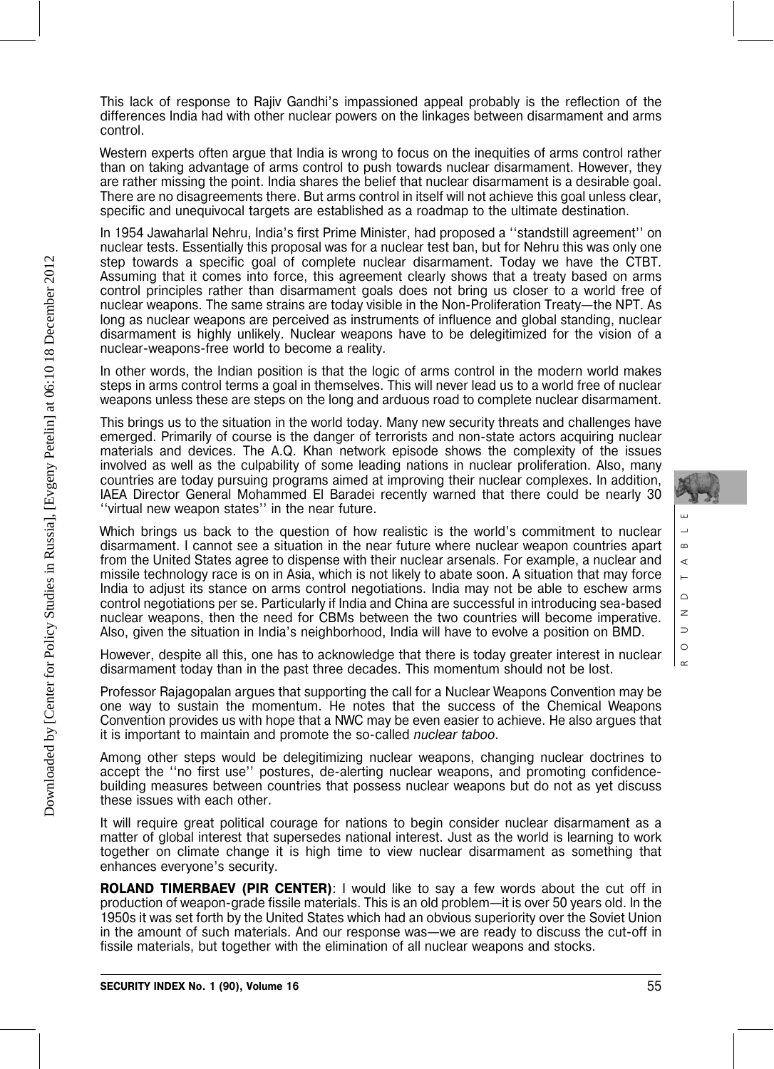This lack of response to Rajiv Gandhi's impassioned appeal probably is the reflection of the differences India had with other nuclear powers on the linkages between disarmament and arms control.

Western experts often argue that India is wrong to focus on the inequities of arms control rather than on taking advantage of arms control to push towards nuclear disarmament. However, they are rather missing the point. India shares the belief that nuclear disarmament is a desirable goal. There are no disagreements there. But arms control in itself will not achieve this goal unless clear, specific and unequivocal targets are established as a roadmap to the ultimate destination.

In 1954 Jawaharlal Nehru, India's first Prime Minister, had proposed a ''standstill agreement'' on nuclear tests. Essentially this proposal was for a nuclear test ban, but for Nehru this was only one step towards a specific goal of complete nuclear disarmament. Today we have the CTBT. Assuming that it comes into force, this agreement clearly shows that a treaty based on arms control principles rather than disarmament goals does not bring us closer to a world free of nuclear weapons. The same strains are today visible in the Non-Proliferation Treaty—the NPT. As long as nuclear weapons are perceived as instruments of influence and global standing, nuclear disarmament is highly unlikely. Nuclear weapons have to be delegitimized for the vision of a nuclear-weapons-free world to become a reality.

In other words, the Indian position is that the logic of arms control in the modern world makes steps in arms control terms a goal in themselves. This will never lead us to a world free of nuclear weapons unless these are steps on the long and arduous road to complete nuclear disarmament.

This brings us to the situation in the world today. Many new security threats and challenges have emerged. Primarily of course is the danger of terrorists and non-state actors acquiring nuclear materials and devices. The A.Q. Khan network episode shows the complexity of the issues involved as well as the culpability of some leading nations in nuclear proliferation. Also, many countries are today pursuing programs aimed at improving their nuclear complexes. In addition, IAEA Director General Mohammed El Baradei recently warned that there could be nearly 30 ''virtual new weapon states'' in the near future.

Which brings us back to the question of how realistic is the world's commitment to nuclear disarmament. I cannot see a situation in the near future where nuclear weapon countries apart from the United States agree to dispense with their nuclear arsenals. For example, a nuclear and missile technology race is on in Asia, which is not likely to abate soon. A situation that may force India to adjust its stance on arms control negotiations. India may not be able to eschew arms control negotiations per se. Particularly if India and China are successful in introducing sea-based nuclear weapons, then the need for CBMs between the two countries will become imperative. Also, given the situation in India's neighborhood, India will have to evolve a position on BMD.

However, despite all this, one has to acknowledge that there is today greater interest in nuclear disarmament today than in the past three decades. This momentum should not be lost.

Professor Rajagopalan argues that supporting the call for a Nuclear Weapons Convention may be one way to sustain the momentum. He notes that the success of the Chemical Weapons Convention provides us with hope that a NWC may be even easier to achieve. He also argues that it is important to maintain and promote the so-called *nuclear taboo*.

Among other steps would be delegitimizing nuclear weapons, changing nuclear doctrines to accept the ''no first use'' postures, de-alerting nuclear weapons, and promoting confidence-building measures between countries that possess nuclear weapons but do not as yet discuss these issues with each other.

It will require great political courage for nations to begin consider nuclear disarmament as a matter of global interest that supersedes national interest. Just as the world is learning to work together on climate change it is high time to view nuclear disarmament as something that enhances everyone's security.

**ROLAND TIMERBAEV (PIR CENTER)**: I would like to say a few words about the cut off in production of weapon-grade fissile materials. This is an old problem—it is over 50 years old. In the 1950s it was set forth by the United States which had an obvious superiority over the Soviet Union in the amount of such materials. And our response was—we are ready to discuss the cut-off in fissile materials, but together with the elimination of all nuclear weapons and stocks.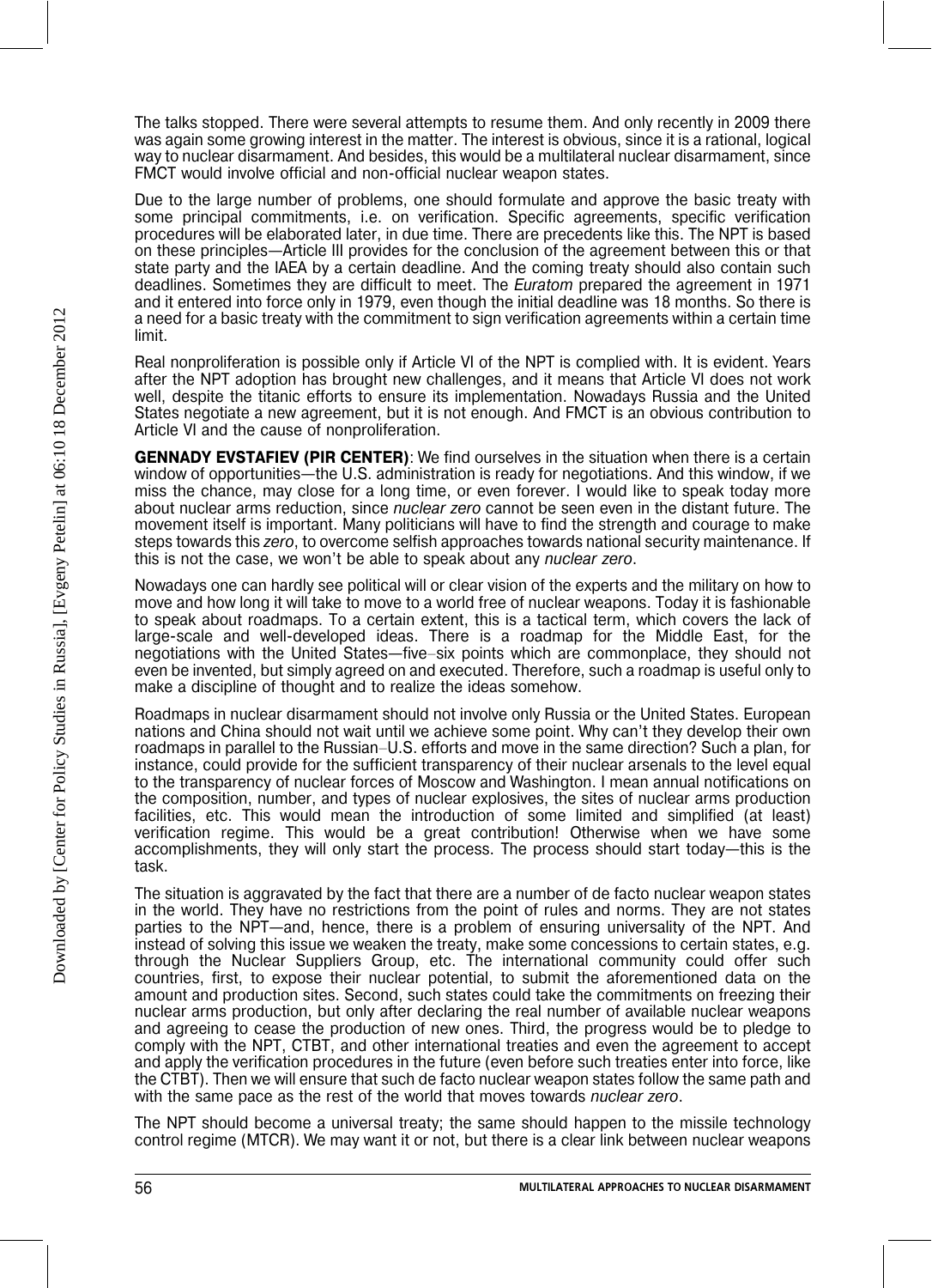The talks stopped. There were several attempts to resume them. And only recently in 2009 there was again some growing interest in the matter. The interest is obvious, since it is a rational, logical way to nuclear disarmament. And besides, this would be a multilateral nuclear disarmament, since FMCT would involve official and non-official nuclear weapon states.

Due to the large number of problems, one should formulate and approve the basic treaty with some principal commitments, i.e. on verification. Specific agreements, specific verification procedures will be elaborated later, in due time. There are precedents like this. The NPT is based on these principles—Article III provides for the conclusion of the agreement between this or that state party and the IAEA by a certain deadline. And the coming treaty should also contain such deadlines. Sometimes they are difficult to meet. The *Euratom* prepared the agreement in 1971 and it entered into force only in 1979, even though the initial deadline was 18 months. So there is a need for a basic treaty with the commitment to sign verification agreements within a certain time limit.

Real nonproliferation is possible only if Article VI of the NPT is complied with. It is evident. Years after the NPT adoption has brought new challenges, and it means that Article VI does not work well, despite the titanic efforts to ensure its implementation. Nowadays Russia and the United States negotiate a new agreement, but it is not enough. And FMCT is an obvious contribution to Article VI and the cause of nonproliferation.

**GENNADY EVSTAFIEV (PIR CENTER)**: We find ourselves in the situation when there is a certain window of opportunities—the U.S. administration is ready for negotiations. And this window, if we miss the chance, may close for a long time, or even forever. I would like to speak today more about nuclear arms reduction, since *nuclear zero* cannot be seen even in the distant future. The movement itself is important. Many politicians will have to find the strength and courage to make steps towards this *zero*, to overcome selfish approaches towards national security maintenance. If this is not the case, we won't be able to speak about any *nuclear zero*.

Nowadays one can hardly see political will or clear vision of the experts and the military on how to move and how long it will take to move to a world free of nuclear weapons. Today it is fashionable to speak about roadmaps. To a certain extent, this is a tactical term, which covers the lack of large-scale and well-developed ideas. There is a roadmap for the Middle East, for the negotiations with the United States—five–six points which are commonplace, they should not even be invented, but simply agreed on and executed. Therefore, such a roadmap is useful only to make a discipline of thought and to realize the ideas somehow.

Roadmaps in nuclear disarmament should not involve only Russia or the United States. European nations and China should not wait until we achieve some point. Why can't they develop their own roadmaps in parallel to the Russian–U.S. efforts and move in the same direction? Such a plan, for instance, could provide for the sufficient transparency of their nuclear arsenals to the level equal to the transparency of nuclear forces of Moscow and Washington. I mean annual notifications on the composition, number, and types of nuclear explosives, the sites of nuclear arms production facilities, etc. This would mean the introduction of some limited and simplified (at least) verification regime. This would be a great contribution! Otherwise when we have some accomplishments, they will only start the process. The process should start today—this is the task.

The situation is aggravated by the fact that there are a number of de facto nuclear weapon states in the world. They have no restrictions from the point of rules and norms. They are not states parties to the NPT—and, hence, there is a problem of ensuring universality of the NPT. And instead of solving this issue we weaken the treaty, make some concessions to certain states, e.g. through the Nuclear Suppliers Group, etc. The international community could offer such countries, first, to expose their nuclear potential, to submit the aforementioned data on the amount and production sites. Second, such states could take the commitments on freezing their nuclear arms production, but only after declaring the real number of available nuclear weapons and agreeing to cease the production of new ones. Third, the progress would be to pledge to comply with the NPT, CTBT, and other international treaties and even the agreement to accept and apply the verification procedures in the future (even before such treaties enter into force, like the CTBT). Then we will ensure that such de facto nuclear weapon states follow the same path and with the same pace as the rest of the world that moves towards *nuclear zero*.

The NPT should become a universal treaty; the same should happen to the missile technology control regime (MTCR). We may want it or not, but there is a clear link between nuclear weapons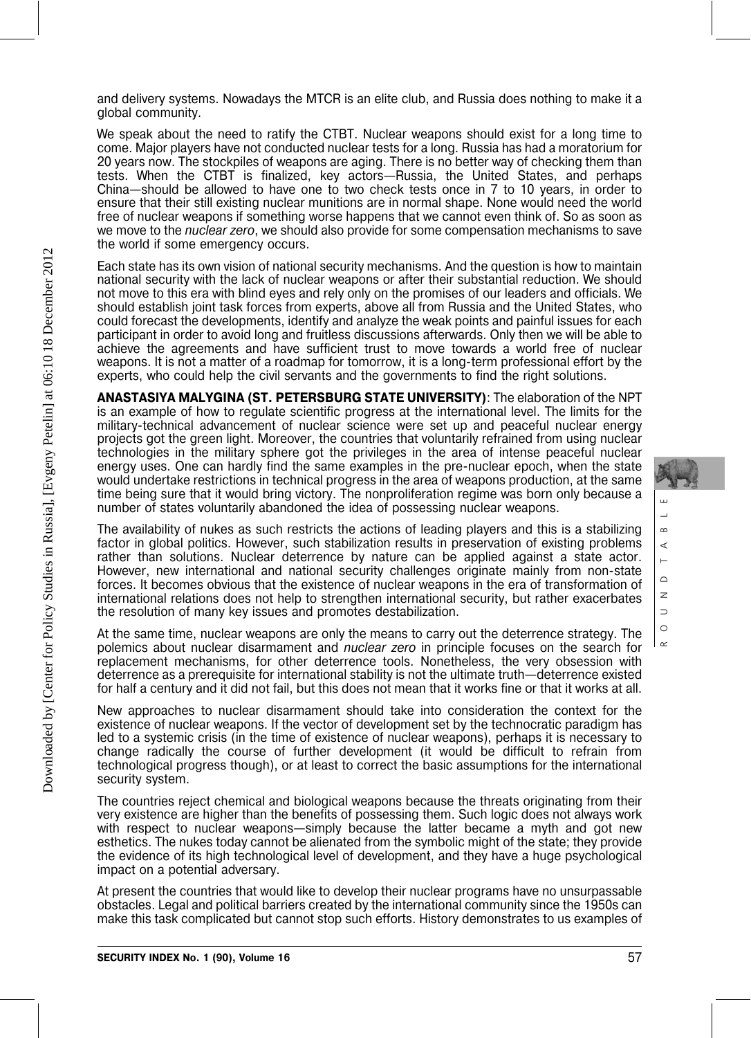and delivery systems. Nowadays the MTCR is an elite club, and Russia does nothing to make it a global community.

We speak about the need to ratify the CTBT. Nuclear weapons should exist for a long time to come. Major players have not conducted nuclear tests for a long. Russia has had a moratorium for 20 years now. The stockpiles of weapons are aging. There is no better way of checking them than tests. When the CTBT is finalized, key actors—Russia, the United States, and perhaps China—should be allowed to have one to two check tests once in 7 to 10 years, in order to ensure that their still existing nuclear munitions are in normal shape. None would need the world free of nuclear weapons if something worse happens that we cannot even think of. So as soon as we move to the *nuclear zero*, we should also provide for some compensation mechanisms to save the world if some emergency occurs.

Each state has its own vision of national security mechanisms. And the question is how to maintain national security with the lack of nuclear weapons or after their substantial reduction. We should not move to this era with blind eyes and rely only on the promises of our leaders and officials. We should establish joint task forces from experts, above all from Russia and the United States, who could forecast the developments, identify and analyze the weak points and painful issues for each participant in order to avoid long and fruitless discussions afterwards. Only then we will be able to achieve the agreements and have sufficient trust to move towards a world free of nuclear weapons. It is not a matter of a roadmap for tomorrow, it is a long-term professional effort by the experts, who could help the civil servants and the governments to find the right solutions.

**ANASTASIYA MALYGINA (ST. PETERSBURG STATE UNIVERSITY)**: The elaboration of the NPT is an example of how to regulate scientific progress at the international level. The limits for the military-technical advancement of nuclear science were set up and peaceful nuclear energy projects got the green light. Moreover, the countries that voluntarily refrained from using nuclear technologies in the military sphere got the privileges in the area of intense peaceful nuclear energy uses. One can hardly find the same examples in the pre-nuclear epoch, when the state would undertake restrictions in technical progress in the area of weapons production, at the same time being sure that it would bring victory. The nonproliferation regime was born only because a number of states voluntarily abandoned the idea of possessing nuclear weapons.

The availability of nukes as such restricts the actions of leading players and this is a stabilizing factor in global politics. However, such stabilization results in preservation of existing problems rather than solutions. Nuclear deterrence by nature can be applied against a state actor. However, new international and national security challenges originate mainly from non-state forces. It becomes obvious that the existence of nuclear weapons in the era of transformation of international relations does not help to strengthen international security, but rather exacerbates the resolution of many key issues and promotes destabilization.

At the same time, nuclear weapons are only the means to carry out the deterrence strategy. The polemics about nuclear disarmament and *nuclear zero* in principle focuses on the search for replacement mechanisms, for other deterrence tools. Nonetheless, the very obsession with deterrence as a prerequisite for international stability is not the ultimate truth—deterrence existed for half a century and it did not fail, but this does not mean that it works fine or that it works at all.

New approaches to nuclear disarmament should take into consideration the context for the existence of nuclear weapons. If the vector of development set by the technocratic paradigm has led to a systemic crisis (in the time of existence of nuclear weapons), perhaps it is necessary to change radically the course of further development (it would be difficult to refrain from technological progress though), or at least to correct the basic assumptions for the international security system.

The countries reject chemical and biological weapons because the threats originating from their very existence are higher than the benefits of possessing them. Such logic does not always work with respect to nuclear weapons—simply because the latter became a myth and got new esthetics. The nukes today cannot be alienated from the symbolic might of the state; they provide the evidence of its high technological level of development, and they have a huge psychological impact on a potential adversary.

At present the countries that would like to develop their nuclear programs have no unsurpassable obstacles. Legal and political barriers created by the international community since the 1950s can make this task complicated but cannot stop such efforts. History demonstrates to us examples of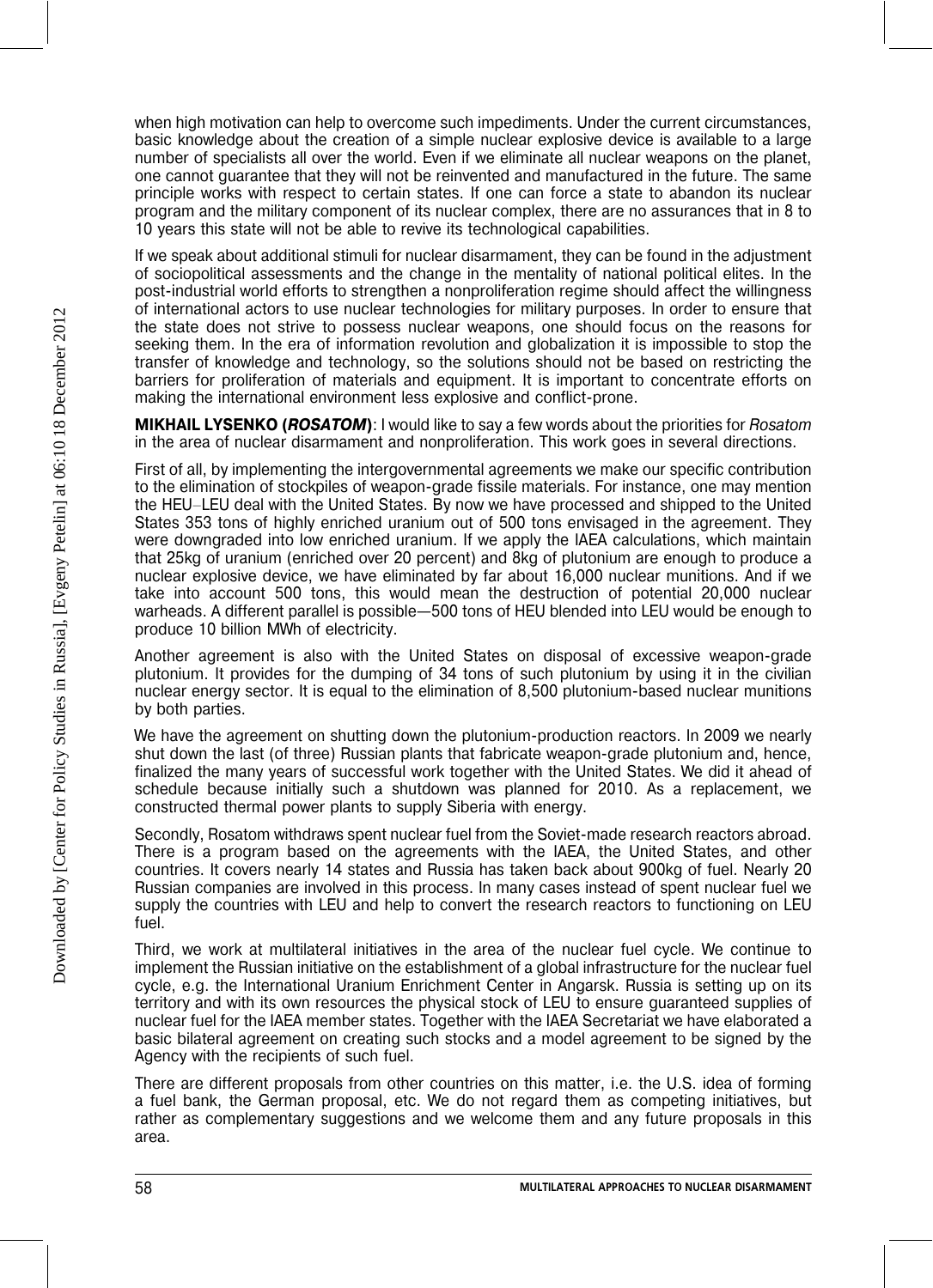when high motivation can help to overcome such impediments. Under the current circumstances, basic knowledge about the creation of a simple nuclear explosive device is available to a large number of specialists all over the world. Even if we eliminate all nuclear weapons on the planet, one cannot guarantee that they will not be reinvented and manufactured in the future. The same principle works with respect to certain states. If one can force a state to abandon its nuclear program and the military component of its nuclear complex, there are no assurances that in 8 to 10 years this state will not be able to revive its technological capabilities.

If we speak about additional stimuli for nuclear disarmament, they can be found in the adjustment of sociopolitical assessments and the change in the mentality of national political elites. In the post-industrial world efforts to strengthen a nonproliferation regime should affect the willingness of international actors to use nuclear technologies for military purposes. In order to ensure that the state does not strive to possess nuclear weapons, one should focus on the reasons for seeking them. In the era of information revolution and globalization it is impossible to stop the transfer of knowledge and technology, so the solutions should not be based on restricting the barriers for proliferation of materials and equipment. It is important to concentrate efforts on making the international environment less explosive and conflict-prone.

**MIKHAIL LYSENKO (*ROSATOM*)**: I would like to say a few words about the priorities for *Rosatom* in the area of nuclear disarmament and nonproliferation. This work goes in several directions.

First of all, by implementing the intergovernmental agreements we make our specific contribution to the elimination of stockpiles of weapon-grade fissile materials. For instance, one may mention the HEU–LEU deal with the United States. By now we have processed and shipped to the United States 353 tons of highly enriched uranium out of 500 tons envisaged in the agreement. They were downgraded into low enriched uranium. If we apply the IAEA calculations, which maintain that 25kg of uranium (enriched over 20 percent) and 8kg of plutonium are enough to produce a nuclear explosive device, we have eliminated by far about 16,000 nuclear munitions. And if we take into account 500 tons, this would mean the destruction of potential 20,000 nuclear warheads. A different parallel is possible—500 tons of HEU blended into LEU would be enough to produce 10 billion MWh of electricity.

Another agreement is also with the United States on disposal of excessive weapon-grade plutonium. It provides for the dumping of 34 tons of such plutonium by using it in the civilian nuclear energy sector. It is equal to the elimination of 8,500 plutonium-based nuclear munitions by both parties.

We have the agreement on shutting down the plutonium-production reactors. In 2009 we nearly shut down the last (of three) Russian plants that fabricate weapon-grade plutonium and, hence, finalized the many years of successful work together with the United States. We did it ahead of schedule because initially such a shutdown was planned for 2010. As a replacement, we constructed thermal power plants to supply Siberia with energy.

Secondly, Rosatom withdraws spent nuclear fuel from the Soviet-made research reactors abroad. There is a program based on the agreements with the IAEA, the United States, and other countries. It covers nearly 14 states and Russia has taken back about 900kg of fuel. Nearly 20 Russian companies are involved in this process. In many cases instead of spent nuclear fuel we supply the countries with LEU and help to convert the research reactors to functioning on LEU fuel.

Third, we work at multilateral initiatives in the area of the nuclear fuel cycle. We continue to implement the Russian initiative on the establishment of a global infrastructure for the nuclear fuel cycle, e.g. the International Uranium Enrichment Center in Angarsk. Russia is setting up on its territory and with its own resources the physical stock of LEU to ensure guaranteed supplies of nuclear fuel for the IAEA member states. Together with the IAEA Secretariat we have elaborated a basic bilateral agreement on creating such stocks and a model agreement to be signed by the Agency with the recipients of such fuel.

There are different proposals from other countries on this matter, i.e. the U.S. idea of forming a fuel bank, the German proposal, etc. We do not regard them as competing initiatives, but rather as complementary suggestions and we welcome them and any future proposals in this area.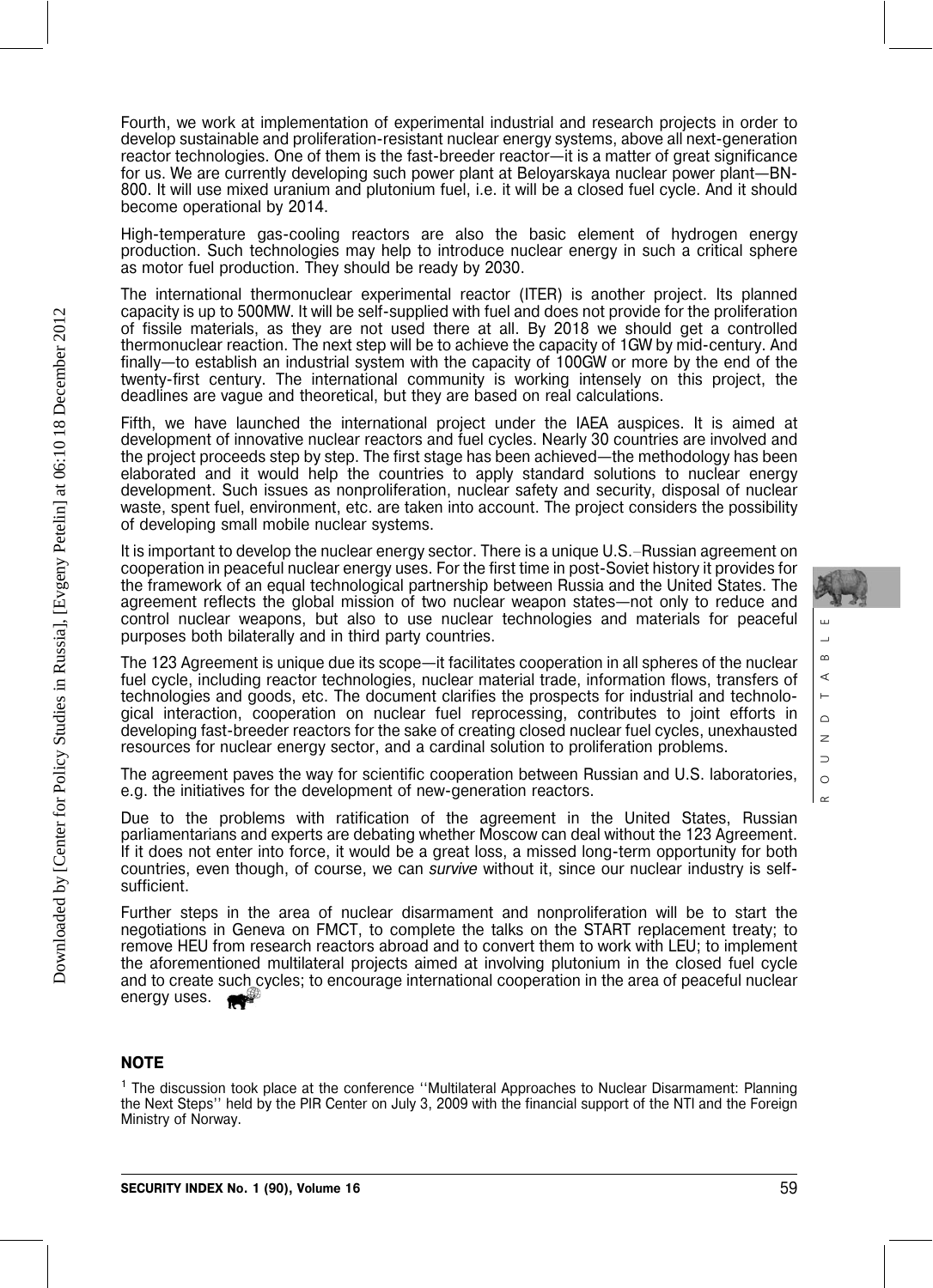Fourth, we work at implementation of experimental industrial and research projects in order to develop sustainable and proliferation-resistant nuclear energy systems, above all next-generation reactor technologies. One of them is the fast-breeder reactor—it is a matter of great significance for us. We are currently developing such power plant at Beloyarskaya nuclear power plant—BN-800. It will use mixed uranium and plutonium fuel, i.e. it will be a closed fuel cycle. And it should become operational by 2014.

High-temperature gas-cooling reactors are also the basic element of hydrogen energy production. Such technologies may help to introduce nuclear energy in such a critical sphere as motor fuel production. They should be ready by 2030.

The international thermonuclear experimental reactor (ITER) is another project. Its planned capacity is up to 500MW. It will be self-supplied with fuel and does not provide for the proliferation of fissile materials, as they are not used there at all. By 2018 we should get a controlled thermonuclear reaction. The next step will be to achieve the capacity of 1GW by mid-century. And finally—to establish an industrial system with the capacity of 100GW or more by the end of the twenty-first century. The international community is working intensely on this project, the deadlines are vague and theoretical, but they are based on real calculations.

Fifth, we have launched the international project under the IAEA auspices. It is aimed at development of innovative nuclear reactors and fuel cycles. Nearly 30 countries are involved and the project proceeds step by step. The first stage has been achieved—the methodology has been elaborated and it would help the countries to apply standard solutions to nuclear energy development. Such issues as nonproliferation, nuclear safety and security, disposal of nuclear waste, spent fuel, environment, etc. are taken into account. The project considers the possibility of developing small mobile nuclear systems.

It is important to develop the nuclear energy sector. There is a unique U.S.–Russian agreement on cooperation in peaceful nuclear energy uses. For the first time in post-Soviet history it provides for the framework of a global technological partnership between Russia and the United States. The agreement reflects the global mission of two nuclear weapon states—not only to reduce and control nuclear weapons, but also to use nuclear technologies and materials for peaceful purposes both bilaterally and in third party countries.

The 123 Agreement is unique due its scope—it facilitates cooperation in all spheres of the nuclear fuel cycle, including reactor technologies, nuclear material trade, information flows, transfers of technologies and goods, etc. The document clarifies the prospects for industrial and technological interaction, cooperation on nuclear fuel reprocessing, contributes to joint efforts in developing fast-breeder reactors for the sake of creating closed nuclear fuel cycles, unexhausted resources for nuclear energy sector, and a cardinal solution to proliferation problems.

The agreement paves the way for scientific cooperation between Russian and U.S. laboratories, e.g. the initiatives for the development of new-generation reactors.

Due to the problems with ratification of the agreement in the United States, Russian parliamentarians and experts are debating whether Moscow can deal without the 123 Agreement. If it does not enter into force, it would be a great loss, a missed long-term opportunity for both countries, even though, of course, we can *survive* without it, since our nuclear industry is self-sufficient.

Further steps in the area of nuclear disarmament and nonproliferation will be to start the negotiations in Geneva on FMCT, to complete the talks on the START replacement treaty; to remove HEU from research reactors abroad and to convert them to work with LEU; to implement the aforementioned multilateral projects aimed at involving plutonium in the closed fuel cycle and to create such cycles; to encourage international cooperation in the area of peaceful nuclear energy uses.

## NOTE

[1] The discussion took place at the conference ''Multilateral Approaches to Nuclear Disarmament: Planning the Next Steps'' held by the PIR Center on July 3, 2009 with the financial support of the NTI and the Foreign Ministry of Norway.